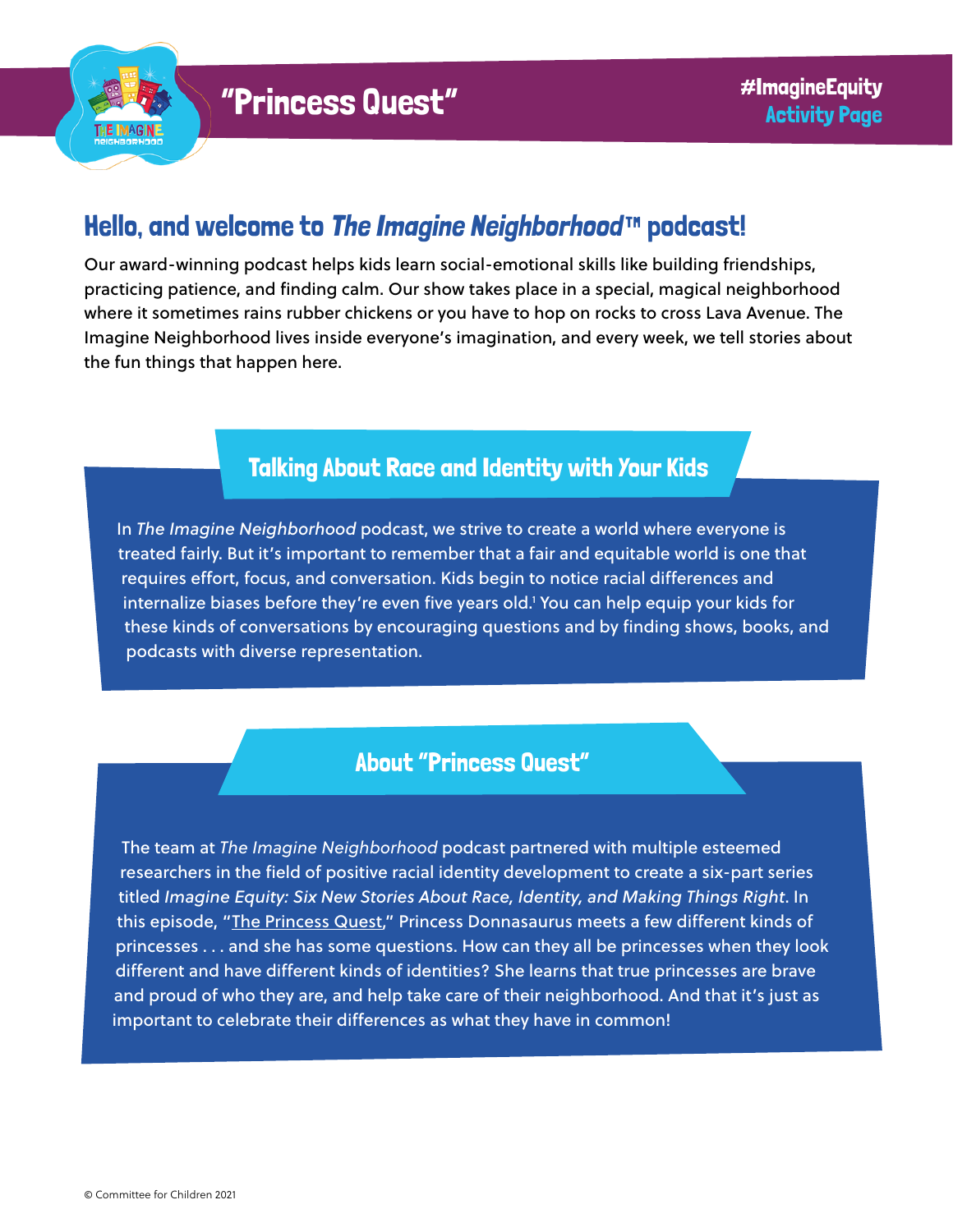# "Princess Quest"

#ImagineEquity
Activity Page

## Hello, and welcome to *The Imagine Neighborhood*™ podcast!

Our award-winning podcast helps kids learn social-emotional skills like building friendships, practicing patience, and finding calm. Our show takes place in a special, magical neighborhood where it sometimes rains rubber chickens or you have to hop on rocks to cross Lava Avenue. The Imagine Neighborhood lives inside everyone's imagination, and every week, we tell stories about the fun things that happen here.

### Talking About Race and Identity with *Your* Kids

In *The Imagine Neighborhood* podcast, we strive to create a world where everyone is treated fairly. But it's important to remember that a fair and equitable world is one that requires effort, focus, and conversation. Kids begin to notice racial differences and internalize biases before they're even five years old.[1] You can help equip your kids for these kinds of conversations by encouraging questions and by finding shows, books, and podcasts with diverse representation.

### About "Princess Quest"

The team at *The Imagine Neighborhood* podcast partnered with multiple esteemed researchers in the field of positive racial identity development to create a six-part series titled *Imagine Equity: Six New Stories About Race, Identity, and Making Things Right*. In this episode, "The Princess Quest," Princess Donnasaurus meets a few different kinds of princesses . . . and she has some questions. How can they all be princesses when they look different and have different kinds of identities? She learns that true princesses are brave and proud of who they are, and help take care of their neighborhood. And that it's just as important to celebrate their differences as what they have in common!

© Committee for Children 2021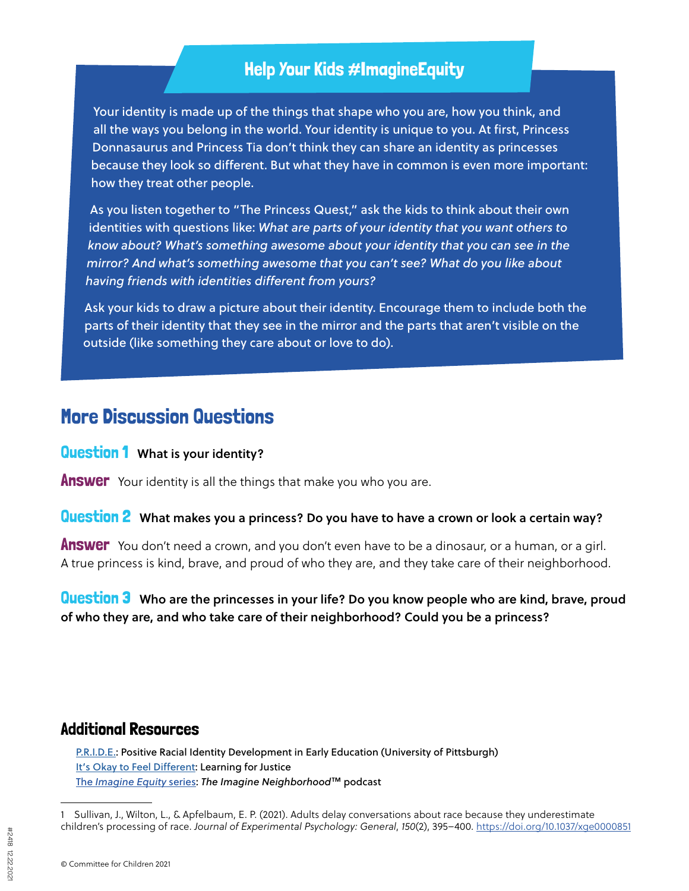## Help Your Kids #ImagineEquity

Your identity is made up of the things that shape who you are, how you think, and all the ways you belong in the world. Your identity is unique to you. At first, Princess Donnasaurus and Princess Tia don't think they can share an identity as princesses because they look so different. But what they have in common is even more important: how they treat other people.

As you listen together to "The Princess Quest," ask the kids to think about their own identities with questions like: *What are parts of your identity that you want others to know about? What's something awesome about your identity that you can see in the mirror? And what's something awesome that you can't see? What do you like about having friends with identities different from yours?*

Ask your kids to draw a picture about their identity. Encourage them to include both the parts of their identity that they see in the mirror and the parts that aren't visible on the outside (like something they care about or love to do).

## More Discussion Questions

**Question 1** **What is your identity?**

**Answer** Your identity is all the things that make you who you are.

**Question 2** **What makes you a princess? Do you have to have a crown or look a certain way?**

**Answer** You don't need a crown, and you don't even have to be a dinosaur, or a human, or a girl. A true princess is kind, brave, and proud of who they are, and they take care of their neighborhood.

**Question 3** **Who are the princesses in your life? Do you know people who are kind, brave, proud of who they are, and who take care of their neighborhood? Could you be a princess?**

## Additional Resources

P.R.I.D.E.: Positive Racial Identity Development in Early Education (University of Pittsburgh)
It's Okay to Feel Different: Learning for Justice
The *Imagine Equity* series: *The Imagine Neighborhood*™ podcast

1 Sullivan, J., Wilton, L., & Apfelbaum, E. P. (2021). Adults delay conversations about race because they underestimate children's processing of race. *Journal of Experimental Psychology: General*, *150*(2), 395–400. https://doi.org/10.1037/xge0000851

© Committee for Children 2021

#2418 12.22.2021